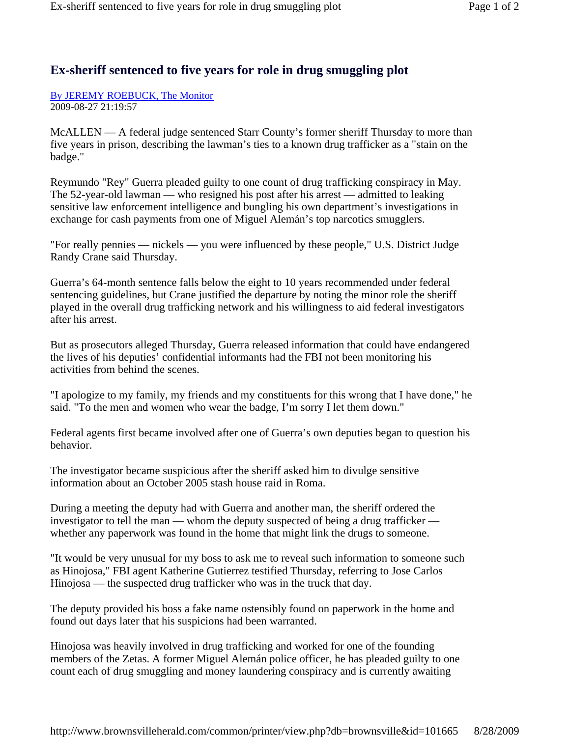# Ex-sheriff sentenced to five years for role in drug smuggling plot

By JEREMY ROEBUCK, The Monitor
2009-08-27 21:19:57

McALLEN — A federal judge sentenced Starr County's former sheriff Thursday to more than five years in prison, describing the lawman's ties to a known drug trafficker as a "stain on the badge."

Reymundo "Rey" Guerra pleaded guilty to one count of drug trafficking conspiracy in May. The 52-year-old lawman — who resigned his post after his arrest — admitted to leaking sensitive law enforcement intelligence and bungling his own department's investigations in exchange for cash payments from one of Miguel Alemán's top narcotics smugglers.

"For really pennies — nickels — you were influenced by these people," U.S. District Judge Randy Crane said Thursday.

Guerra's 64-month sentence falls below the eight to 10 years recommended under federal sentencing guidelines, but Crane justified the departure by noting the minor role the sheriff played in the overall drug trafficking network and his willingness to aid federal investigators after his arrest.

But as prosecutors alleged Thursday, Guerra released information that could have endangered the lives of his deputies' confidential informants had the FBI not been monitoring his activities from behind the scenes.

"I apologize to my family, my friends and my constituents for this wrong that I have done," he said. "To the men and women who wear the badge, I'm sorry I let them down."

Federal agents first became involved after one of Guerra's own deputies began to question his behavior.

The investigator became suspicious after the sheriff asked him to divulge sensitive information about an October 2005 stash house raid in Roma.

During a meeting the deputy had with Guerra and another man, the sheriff ordered the investigator to tell the man — whom the deputy suspected of being a drug trafficker — whether any paperwork was found in the home that might link the drugs to someone.

"It would be very unusual for my boss to ask me to reveal such information to someone such as Hinojosa," FBI agent Katherine Gutierrez testified Thursday, referring to Jose Carlos Hinojosa — the suspected drug trafficker who was in the truck that day.

The deputy provided his boss a fake name ostensibly found on paperwork in the home and found out days later that his suspicions had been warranted.

Hinojosa was heavily involved in drug trafficking and worked for one of the founding members of the Zetas. A former Miguel Alemán police officer, he has pleaded guilty to one count each of drug smuggling and money laundering conspiracy and is currently awaiting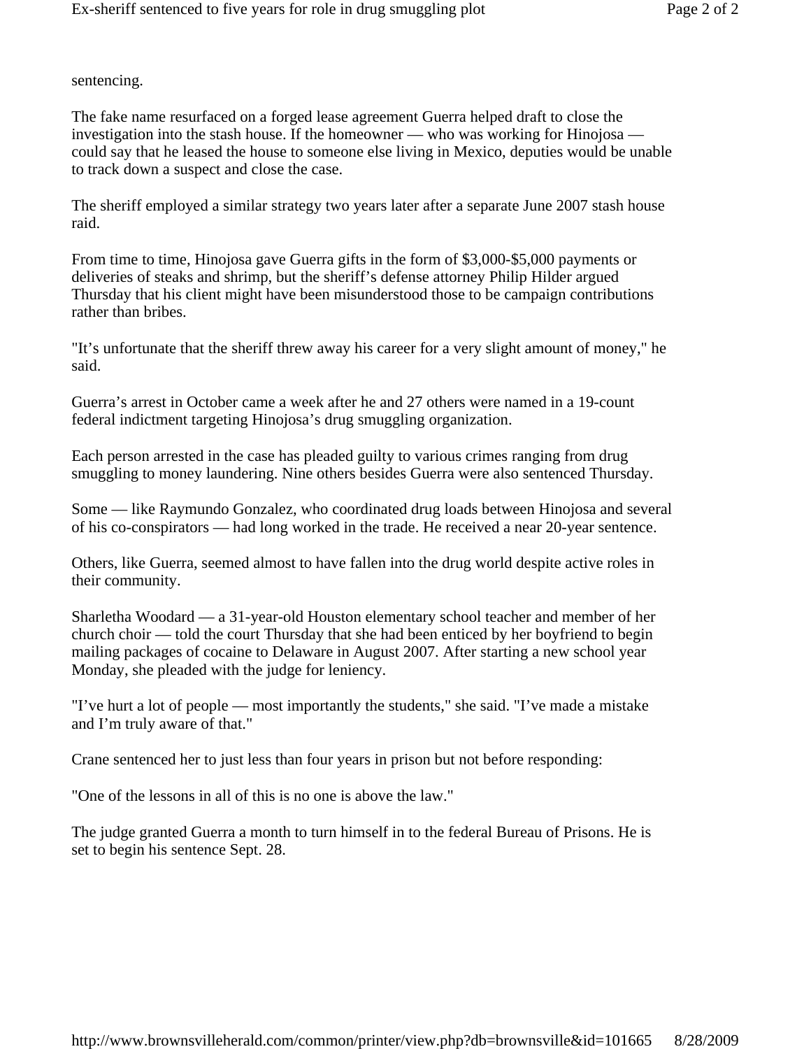sentencing.

The fake name resurfaced on a forged lease agreement Guerra helped draft to close the investigation into the stash house. If the homeowner — who was working for Hinojosa — could say that he leased the house to someone else living in Mexico, deputies would be unable to track down a suspect and close the case.

The sheriff employed a similar strategy two years later after a separate June 2007 stash house raid.

From time to time, Hinojosa gave Guerra gifts in the form of $3,000-$5,000 payments or deliveries of steaks and shrimp, but the sheriff's defense attorney Philip Hilder argued Thursday that his client might have been misunderstood those to be campaign contributions rather than bribes.

"It's unfortunate that the sheriff threw away his career for a very slight amount of money," he said.

Guerra's arrest in October came a week after he and 27 others were named in a 19-count federal indictment targeting Hinojosa's drug smuggling organization.

Each person arrested in the case has pleaded guilty to various crimes ranging from drug smuggling to money laundering. Nine others besides Guerra were also sentenced Thursday.

Some — like Raymundo Gonzalez, who coordinated drug loads between Hinojosa and several of his co-conspirators — had long worked in the trade. He received a near 20-year sentence.

Others, like Guerra, seemed almost to have fallen into the drug world despite active roles in their community.

Sharletha Woodard — a 31-year-old Houston elementary school teacher and member of her church choir — told the court Thursday that she had been enticed by her boyfriend to begin mailing packages of cocaine to Delaware in August 2007. After starting a new school year Monday, she pleaded with the judge for leniency.

"I've hurt a lot of people — most importantly the students," she said. "I've made a mistake and I'm truly aware of that."

Crane sentenced her to just less than four years in prison but not before responding:

"One of the lessons in all of this is no one is above the law."

The judge granted Guerra a month to turn himself in to the federal Bureau of Prisons. He is set to begin his sentence Sept. 28.